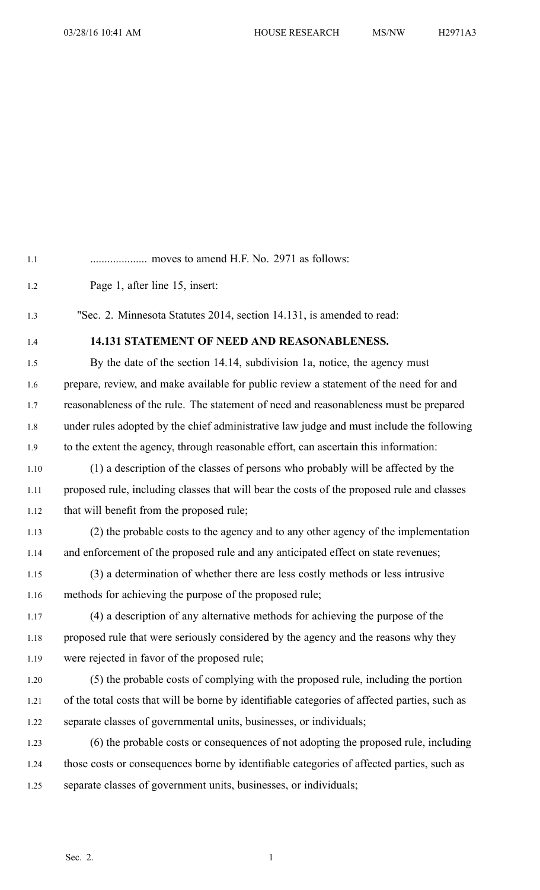.................... moves to amend H.F. No. 2971 as follows:

Page 1, after line 15, insert:

"Sec. 2. Minnesota Statutes 2014, section 14.131, is amended to read:

**14.131 STATEMENT OF NEED AND REASONABLENESS.**

By the date of the section 14.14, subdivision 1a, notice, the agency must prepare, review, and make available for public review a statement of the need for and reasonableness of the rule. The statement of need and reasonableness must be prepared under rules adopted by the chief administrative law judge and must include the following to the extent the agency, through reasonable effort, can ascertain this information:

(1) a description of the classes of persons who probably will be affected by the proposed rule, including classes that will bear the costs of the proposed rule and classes that will benefit from the proposed rule;

(2) the probable costs to the agency and to any other agency of the implementation and enforcement of the proposed rule and any anticipated effect on state revenues;

(3) a determination of whether there are less costly methods or less intrusive methods for achieving the purpose of the proposed rule;

(4) a description of any alternative methods for achieving the purpose of the proposed rule that were seriously considered by the agency and the reasons why they were rejected in favor of the proposed rule;

(5) the probable costs of complying with the proposed rule, including the portion of the total costs that will be borne by identifiable categories of affected parties, such as separate classes of governmental units, businesses, or individuals;

(6) the probable costs or consequences of not adopting the proposed rule, including those costs or consequences borne by identifiable categories of affected parties, such as separate classes of government units, businesses, or individuals;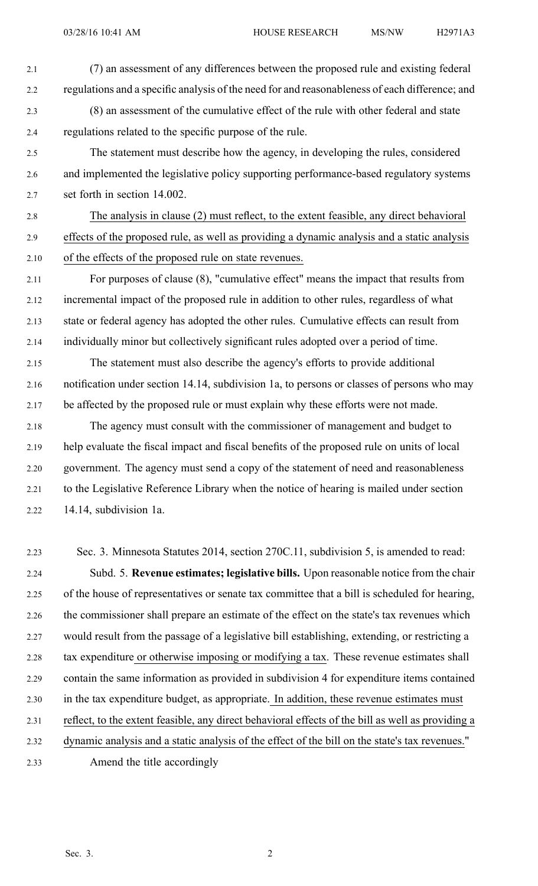(7) an assessment of any differences between the proposed rule and existing federal regulations and a specific analysis of the need for and reasonableness of each difference; and

(8) an assessment of the cumulative effect of the rule with other federal and state regulations related to the specific purpose of the rule.

The statement must describe how the agency, in developing the rules, considered and implemented the legislative policy supporting performance-based regulatory systems set forth in section 14.002.

The analysis in clause (2) must reflect, to the extent feasible, any direct behavioral effects of the proposed rule, as well as providing a dynamic analysis and a static analysis of the effects of the proposed rule on state revenues.

For purposes of clause (8), "cumulative effect" means the impact that results from incremental impact of the proposed rule in addition to other rules, regardless of what state or federal agency has adopted the other rules. Cumulative effects can result from individually minor but collectively significant rules adopted over a period of time.

The statement must also describe the agency's efforts to provide additional notification under section 14.14, subdivision 1a, to persons or classes of persons who may be affected by the proposed rule or must explain why these efforts were not made.

The agency must consult with the commissioner of management and budget to help evaluate the fiscal impact and fiscal benefits of the proposed rule on units of local government. The agency must send a copy of the statement of need and reasonableness to the Legislative Reference Library when the notice of hearing is mailed under section 14.14, subdivision 1a.

Sec. 3. Minnesota Statutes 2014, section 270C.11, subdivision 5, is amended to read:

Subd. 5. **Revenue estimates; legislative bills.** Upon reasonable notice from the chair of the house of representatives or senate tax committee that a bill is scheduled for hearing, the commissioner shall prepare an estimate of the effect on the state's tax revenues which would result from the passage of a legislative bill establishing, extending, or restricting a tax expenditure or otherwise imposing or modifying a tax. These revenue estimates shall contain the same information as provided in subdivision 4 for expenditure items contained in the tax expenditure budget, as appropriate. In addition, these revenue estimates must reflect, to the extent feasible, any direct behavioral effects of the bill as well as providing a dynamic analysis and a static analysis of the effect of the bill on the state's tax revenues."

Amend the title accordingly